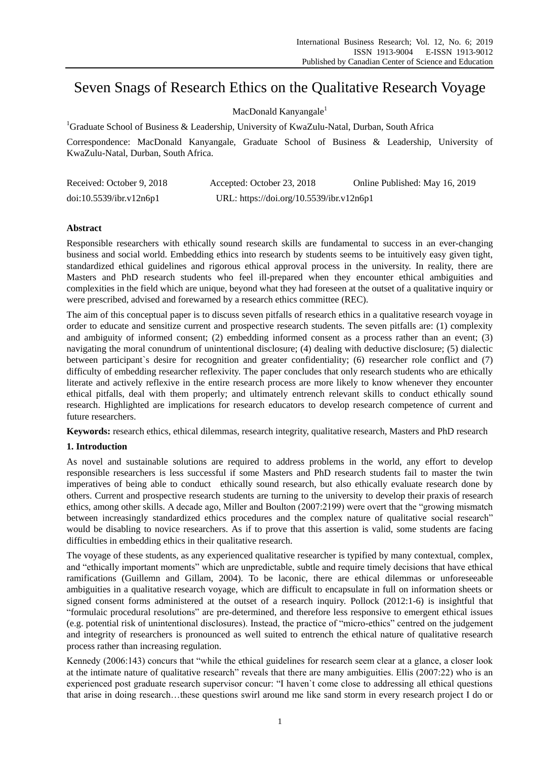# Seven Snags of Research Ethics on the Qualitative Research Voyage

MacDonald Kanyangale[1]

[1]Graduate School of Business & Leadership, University of KwaZulu-Natal, Durban, South Africa

Correspondence: MacDonald Kanyangale, Graduate School of Business & Leadership, University of KwaZulu-Natal, Durban, South Africa.

Received: October 9, 2018 Accepted: October 23, 2018 Online Published: May 16, 2019

doi:10.5539/ibr.v12n6p1 URL: https://doi.org/10.5539/ibr.v12n6p1

## Abstract

Responsible researchers with ethically sound research skills are fundamental to success in an ever-changing business and social world. Embedding ethics into research by students seems to be intuitively easy given tight, standardized ethical guidelines and rigorous ethical approval process in the university. In reality, there are Masters and PhD research students who feel ill-prepared when they encounter ethical ambiguities and complexities in the field which are unique, beyond what they had foreseen at the outset of a qualitative inquiry or were prescribed, advised and forewarned by a research ethics committee (REC).

The aim of this conceptual paper is to discuss seven pitfalls of research ethics in a qualitative research voyage in order to educate and sensitize current and prospective research students. The seven pitfalls are: (1) complexity and ambiguity of informed consent; (2) embedding informed consent as a process rather than an event; (3) navigating the moral conundrum of unintentional disclosure; (4) dealing with deductive disclosure; (5) dialectic between participant`s desire for recognition and greater confidentiality; (6) researcher role conflict and (7) difficulty of embedding researcher reflexivity. The paper concludes that only research students who are ethically literate and actively reflexive in the entire research process are more likely to know whenever they encounter ethical pitfalls, deal with them properly; and ultimately entrench relevant skills to conduct ethically sound research. Highlighted are implications for research educators to develop research competence of current and future researchers.

**Keywords:** research ethics, ethical dilemmas, research integrity, qualitative research, Masters and PhD research

## 1. Introduction

As novel and sustainable solutions are required to address problems in the world, any effort to develop responsible researchers is less successful if some Masters and PhD research students fail to master the twin imperatives of being able to conduct ethically sound research, but also ethically evaluate research done by others. Current and prospective research students are turning to the university to develop their praxis of research ethics, among other skills. A decade ago, Miller and Boulton (2007:2199) were overt that the "growing mismatch between increasingly standardized ethics procedures and the complex nature of qualitative social research" would be disabling to novice researchers. As if to prove that this assertion is valid, some students are facing difficulties in embedding ethics in their qualitative research.

The voyage of these students, as any experienced qualitative researcher is typified by many contextual, complex, and "ethically important moments" which are unpredictable, subtle and require timely decisions that have ethical ramifications (Guillemn and Gillam, 2004). To be laconic, there are ethical dilemmas or unforeseeable ambiguities in a qualitative research voyage, which are difficult to encapsulate in full on information sheets or signed consent forms administered at the outset of a research inquiry. Pollock (2012:1-6) is insightful that "formulaic procedural resolutions" are pre-determined, and therefore less responsive to emergent ethical issues (e.g. potential risk of unintentional disclosures). Instead, the practice of "micro-ethics" centred on the judgement and integrity of researchers is pronounced as well suited to entrench the ethical nature of qualitative research process rather than increasing regulation.

Kennedy (2006:143) concurs that "while the ethical guidelines for research seem clear at a glance, a closer look at the intimate nature of qualitative research" reveals that there are many ambiguities. Ellis (2007:22) who is an experienced post graduate research supervisor concur: "I haven`t come close to addressing all ethical questions that arise in doing research…these questions swirl around me like sand storm in every research project I do or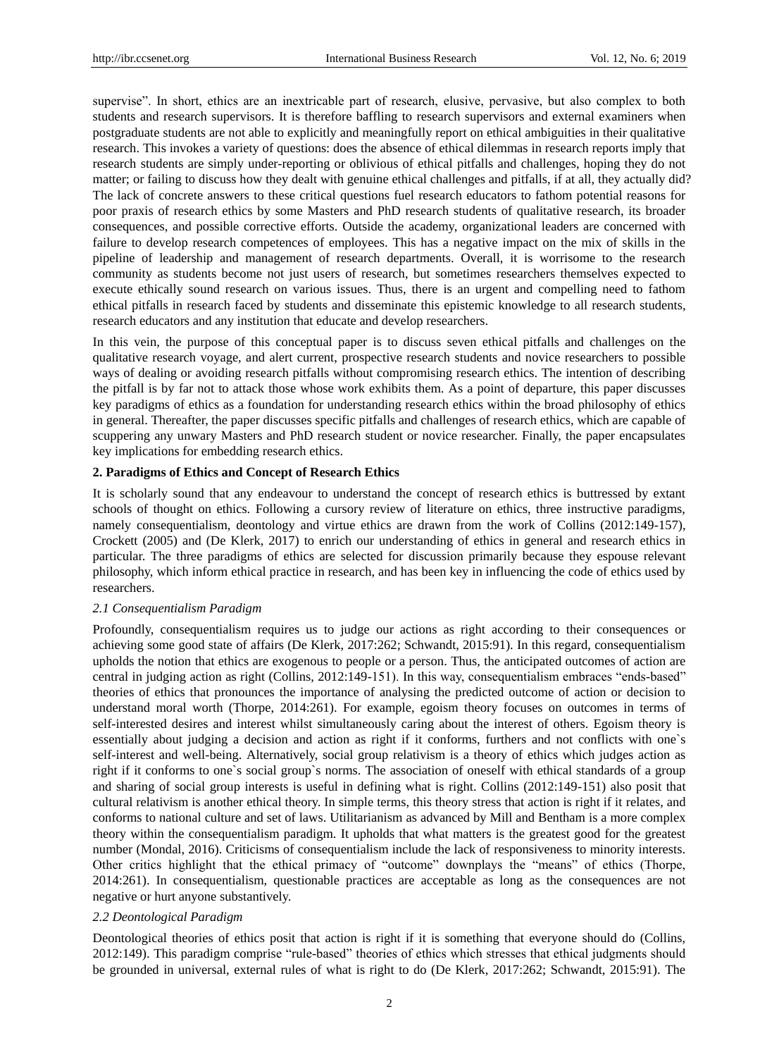supervise". In short, ethics are an inextricable part of research, elusive, pervasive, but also complex to both students and research supervisors. It is therefore baffling to research supervisors and external examiners when postgraduate students are not able to explicitly and meaningfully report on ethical ambiguities in their qualitative research. This invokes a variety of questions: does the absence of ethical dilemmas in research reports imply that research students are simply under-reporting or oblivious of ethical pitfalls and challenges, hoping they do not matter; or failing to discuss how they dealt with genuine ethical challenges and pitfalls, if at all, they actually did? The lack of concrete answers to these critical questions fuel research educators to fathom potential reasons for poor praxis of research ethics by some Masters and PhD research students of qualitative research, its broader consequences, and possible corrective efforts. Outside the academy, organizational leaders are concerned with failure to develop research competences of employees. This has a negative impact on the mix of skills in the pipeline of leadership and management of research departments. Overall, it is worrisome to the research community as students become not just users of research, but sometimes researchers themselves expected to execute ethically sound research on various issues. Thus, there is an urgent and compelling need to fathom ethical pitfalls in research faced by students and disseminate this epistemic knowledge to all research students, research educators and any institution that educate and develop researchers.

In this vein, the purpose of this conceptual paper is to discuss seven ethical pitfalls and challenges on the qualitative research voyage, and alert current, prospective research students and novice researchers to possible ways of dealing or avoiding research pitfalls without compromising research ethics. The intention of describing the pitfall is by far not to attack those whose work exhibits them. As a point of departure, this paper discusses key paradigms of ethics as a foundation for understanding research ethics within the broad philosophy of ethics in general. Thereafter, the paper discusses specific pitfalls and challenges of research ethics, which are capable of scuppering any unwary Masters and PhD research student or novice researcher. Finally, the paper encapsulates key implications for embedding research ethics.

## 2. Paradigms of Ethics and Concept of Research Ethics

It is scholarly sound that any endeavour to understand the concept of research ethics is buttressed by extant schools of thought on ethics. Following a cursory review of literature on ethics, three instructive paradigms, namely consequentialism, deontology and virtue ethics are drawn from the work of Collins (2012:149-157), Crockett (2005) and (De Klerk, 2017) to enrich our understanding of ethics in general and research ethics in particular. The three paradigms of ethics are selected for discussion primarily because they espouse relevant philosophy, which inform ethical practice in research, and has been key in influencing the code of ethics used by researchers.

### *2.1 Consequentialism Paradigm*

Profoundly, consequentialism requires us to judge our actions as right according to their consequences or achieving some good state of affairs (De Klerk, 2017:262; Schwandt, 2015:91). In this regard, consequentialism upholds the notion that ethics are exogenous to people or a person. Thus, the anticipated outcomes of action are central in judging action as right (Collins, 2012:149-151). In this way, consequentialism embraces "ends-based" theories of ethics that pronounces the importance of analysing the predicted outcome of action or decision to understand moral worth (Thorpe, 2014:261). For example, egoism theory focuses on outcomes in terms of self-interested desires and interest whilst simultaneously caring about the interest of others. Egoism theory is essentially about judging a decision and action as right if it conforms, furthers and not conflicts with one`s self-interest and well-being. Alternatively, social group relativism is a theory of ethics which judges action as right if it conforms to one`s social group`s norms. The association of oneself with ethical standards of a group and sharing of social group interests is useful in defining what is right. Collins (2012:149-151) also posit that cultural relativism is another ethical theory. In simple terms, this theory stress that action is right if it relates, and conforms to national culture and set of laws. Utilitarianism as advanced by Mill and Bentham is a more complex theory within the consequentialism paradigm. It upholds that what matters is the greatest good for the greatest number (Mondal, 2016). Criticisms of consequentialism include the lack of responsiveness to minority interests. Other critics highlight that the ethical primacy of "outcome" downplays the "means" of ethics (Thorpe, 2014:261). In consequentialism, questionable practices are acceptable as long as the consequences are not negative or hurt anyone substantively.

### *2.2 Deontological Paradigm*

Deontological theories of ethics posit that action is right if it is something that everyone should do (Collins, 2012:149). This paradigm comprise "rule-based" theories of ethics which stresses that ethical judgments should be grounded in universal, external rules of what is right to do (De Klerk, 2017:262; Schwandt, 2015:91). The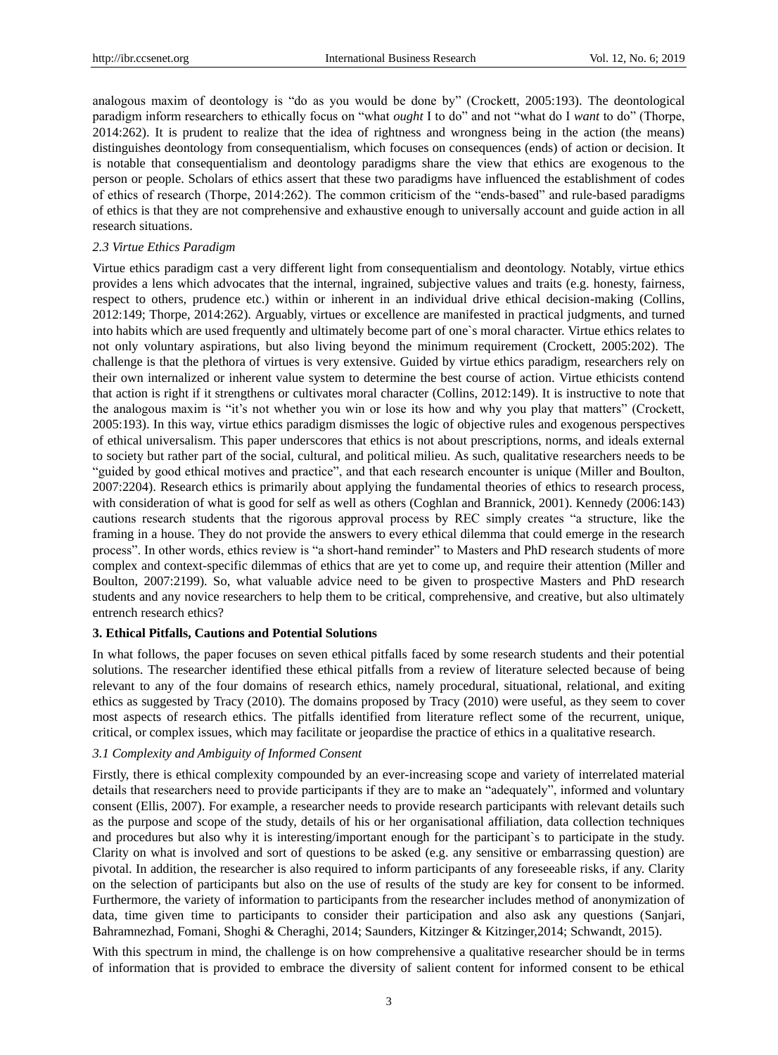analogous maxim of deontology is "do as you would be done by" (Crockett, 2005:193). The deontological paradigm inform researchers to ethically focus on "what *ought* I to do" and not "what do I *want* to do" (Thorpe, 2014:262). It is prudent to realize that the idea of rightness and wrongness being in the action (the means) distinguishes deontology from consequentialism, which focuses on consequences (ends) of action or decision. It is notable that consequentialism and deontology paradigms share the view that ethics are exogenous to the person or people. Scholars of ethics assert that these two paradigms have influenced the establishment of codes of ethics of research (Thorpe, 2014:262). The common criticism of the "ends-based" and rule-based paradigms of ethics is that they are not comprehensive and exhaustive enough to universally account and guide action in all research situations.

### *2.3 Virtue Ethics Paradigm*

Virtue ethics paradigm cast a very different light from consequentialism and deontology. Notably, virtue ethics provides a lens which advocates that the internal, ingrained, subjective values and traits (e.g. honesty, fairness, respect to others, prudence etc.) within or inherent in an individual drive ethical decision-making (Collins, 2012:149; Thorpe, 2014:262). Arguably, virtues or excellence are manifested in practical judgments, and turned into habits which are used frequently and ultimately become part of one`s moral character. Virtue ethics relates to not only voluntary aspirations, but also living beyond the minimum requirement (Crockett, 2005:202). The challenge is that the plethora of virtues is very extensive. Guided by virtue ethics paradigm, researchers rely on their own internalized or inherent value system to determine the best course of action. Virtue ethicists contend that action is right if it strengthens or cultivates moral character (Collins, 2012:149). It is instructive to note that the analogous maxim is "it's not whether you win or lose its how and why you play that matters" (Crockett, 2005:193). In this way, virtue ethics paradigm dismisses the logic of objective rules and exogenous perspectives of ethical universalism. This paper underscores that ethics is not about prescriptions, norms, and ideals external to society but rather part of the social, cultural, and political milieu. As such, qualitative researchers needs to be "guided by good ethical motives and practice", and that each research encounter is unique (Miller and Boulton, 2007:2204). Research ethics is primarily about applying the fundamental theories of ethics to research process, with consideration of what is good for self as well as others (Coghlan and Brannick, 2001). Kennedy (2006:143) cautions research students that the rigorous approval process by REC simply creates "a structure, like the framing in a house. They do not provide the answers to every ethical dilemma that could emerge in the research process". In other words, ethics review is "a short-hand reminder" to Masters and PhD research students of more complex and context-specific dilemmas of ethics that are yet to come up, and require their attention (Miller and Boulton, 2007:2199). So, what valuable advice need to be given to prospective Masters and PhD research students and any novice researchers to help them to be critical, comprehensive, and creative, but also ultimately entrench research ethics?

## **3. Ethical Pitfalls, Cautions and Potential Solutions**

In what follows, the paper focuses on seven ethical pitfalls faced by some research students and their potential solutions. The researcher identified these ethical pitfalls from a review of literature selected because of being relevant to any of the four domains of research ethics, namely procedural, situational, relational, and exiting ethics as suggested by Tracy (2010). The domains proposed by Tracy (2010) were useful, as they seem to cover most aspects of research ethics. The pitfalls identified from literature reflect some of the recurrent, unique, critical, or complex issues, which may facilitate or jeopardise the practice of ethics in a qualitative research.

### *3.1 Complexity and Ambiguity of Informed Consent*

Firstly, there is ethical complexity compounded by an ever-increasing scope and variety of interrelated material details that researchers need to provide participants if they are to make an "adequately", informed and voluntary consent (Ellis, 2007). For example, a researcher needs to provide research participants with relevant details such as the purpose and scope of the study, details of his or her organisational affiliation, data collection techniques and procedures but also why it is interesting/important enough for the participant`s to participate in the study. Clarity on what is involved and sort of questions to be asked (e.g. any sensitive or embarrassing question) are pivotal. In addition, the researcher is also required to inform participants of any foreseeable risks, if any. Clarity on the selection of participants but also on the use of results of the study are key for consent to be informed. Furthermore, the variety of information to participants from the researcher includes method of anonymization of data, time given time to participants to consider their participation and also ask any questions (Sanjari, Bahramnezhad, Fomani, Shoghi & Cheraghi, 2014; Saunders, Kitzinger & Kitzinger,2014; Schwandt, 2015).

With this spectrum in mind, the challenge is on how comprehensive a qualitative researcher should be in terms of information that is provided to embrace the diversity of salient content for informed consent to be ethical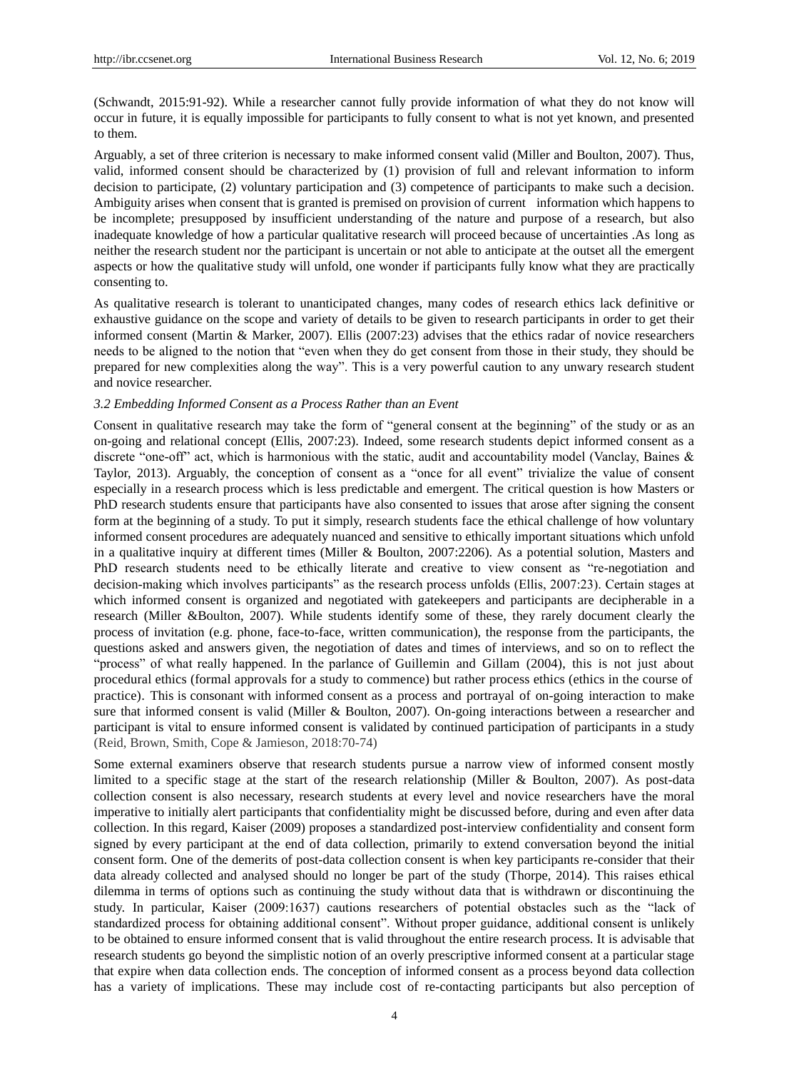(Schwandt, 2015:91-92). While a researcher cannot fully provide information of what they do not know will occur in future, it is equally impossible for participants to fully consent to what is not yet known, and presented to them.

Arguably, a set of three criterion is necessary to make informed consent valid (Miller and Boulton, 2007). Thus, valid, informed consent should be characterized by (1) provision of full and relevant information to inform decision to participate, (2) voluntary participation and (3) competence of participants to make such a decision. Ambiguity arises when consent that is granted is premised on provision of current information which happens to be incomplete; presupposed by insufficient understanding of the nature and purpose of a research, but also inadequate knowledge of how a particular qualitative research will proceed because of uncertainties .As long as neither the research student nor the participant is uncertain or not able to anticipate at the outset all the emergent aspects or how the qualitative study will unfold, one wonder if participants fully know what they are practically consenting to.

As qualitative research is tolerant to unanticipated changes, many codes of research ethics lack definitive or exhaustive guidance on the scope and variety of details to be given to research participants in order to get their informed consent (Martin & Marker, 2007). Ellis (2007:23) advises that the ethics radar of novice researchers needs to be aligned to the notion that "even when they do get consent from those in their study, they should be prepared for new complexities along the way". This is a very powerful caution to any unwary research student and novice researcher.

### *3.2 Embedding Informed Consent as a Process Rather than an Event*

Consent in qualitative research may take the form of "general consent at the beginning" of the study or as an on-going and relational concept (Ellis, 2007:23). Indeed, some research students depict informed consent as a discrete "one-off" act, which is harmonious with the static, audit and accountability model (Vanclay, Baines & Taylor, 2013). Arguably, the conception of consent as a "once for all event" trivialize the value of consent especially in a research process which is less predictable and emergent. The critical question is how Masters or PhD research students ensure that participants have also consented to issues that arose after signing the consent form at the beginning of a study. To put it simply, research students face the ethical challenge of how voluntary informed consent procedures are adequately nuanced and sensitive to ethically important situations which unfold in a qualitative inquiry at different times (Miller & Boulton, 2007:2206). As a potential solution, Masters and PhD research students need to be ethically literate and creative to view consent as "re-negotiation and decision-making which involves participants" as the research process unfolds (Ellis, 2007:23). Certain stages at which informed consent is organized and negotiated with gatekeepers and participants are decipherable in a research (Miller &Boulton, 2007). While students identify some of these, they rarely document clearly the process of invitation (e.g. phone, face-to-face, written communication), the response from the participants, the questions asked and answers given, the negotiation of dates and times of interviews, and so on to reflect the "process" of what really happened. In the parlance of Guillemin and Gillam (2004), this is not just about procedural ethics (formal approvals for a study to commence) but rather process ethics (ethics in the course of practice). This is consonant with informed consent as a process and portrayal of on-going interaction to make sure that informed consent is valid (Miller & Boulton, 2007). On-going interactions between a researcher and participant is vital to ensure informed consent is validated by continued participation of participants in a study (Reid, Brown, Smith, Cope & Jamieson, 2018:70-74)

Some external examiners observe that research students pursue a narrow view of informed consent mostly limited to a specific stage at the start of the research relationship (Miller & Boulton, 2007). As post-data collection consent is also necessary, research students at every level and novice researchers have the moral imperative to initially alert participants that confidentiality might be discussed before, during and even after data collection. In this regard, Kaiser (2009) proposes a standardized post-interview confidentiality and consent form signed by every participant at the end of data collection, primarily to extend conversation beyond the initial consent form. One of the demerits of post-data collection consent is when key participants re-consider that their data already collected and analysed should no longer be part of the study (Thorpe, 2014). This raises ethical dilemma in terms of options such as continuing the study without data that is withdrawn or discontinuing the study. In particular, Kaiser (2009:1637) cautions researchers of potential obstacles such as the "lack of standardized process for obtaining additional consent". Without proper guidance, additional consent is unlikely to be obtained to ensure informed consent that is valid throughout the entire research process. It is advisable that research students go beyond the simplistic notion of an overly prescriptive informed consent at a particular stage that expire when data collection ends. The conception of informed consent as a process beyond data collection has a variety of implications. These may include cost of re-contacting participants but also perception of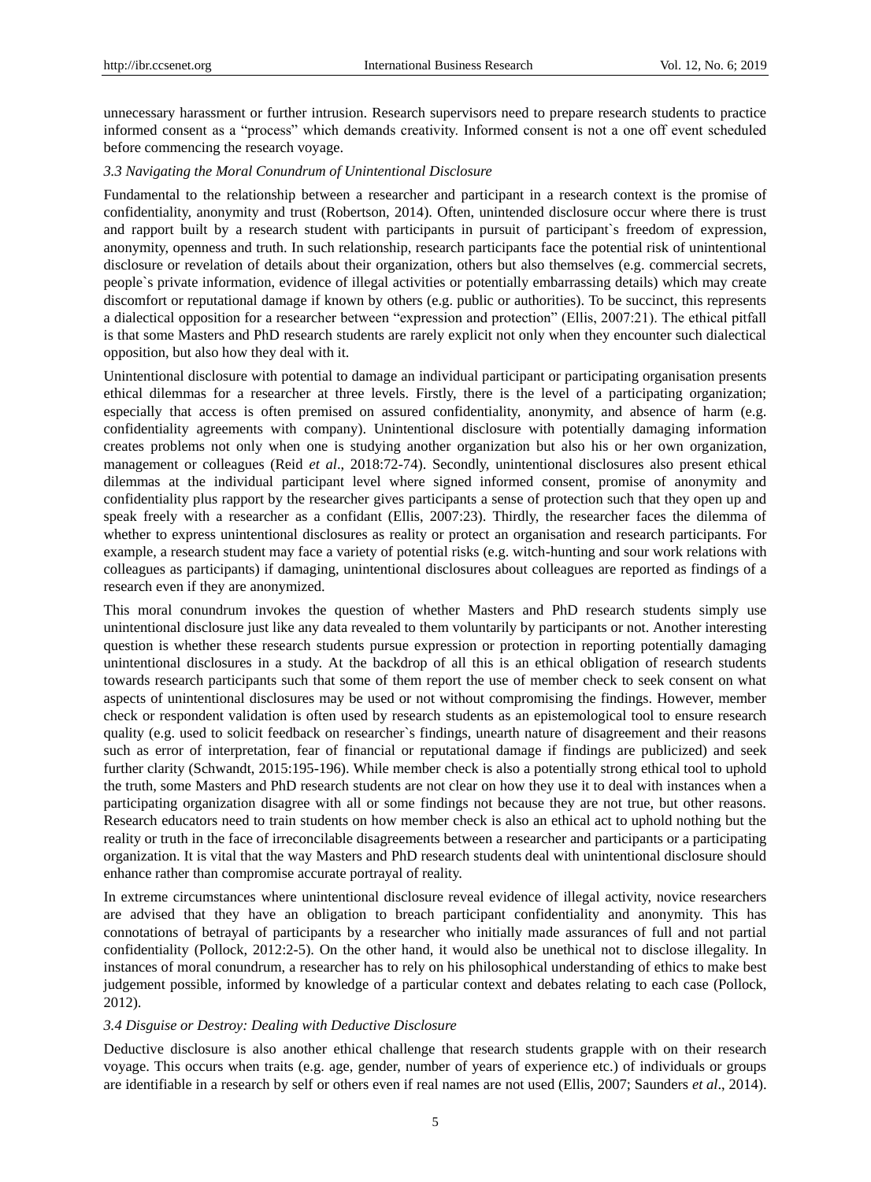unnecessary harassment or further intrusion. Research supervisors need to prepare research students to practice informed consent as a "process" which demands creativity. Informed consent is not a one off event scheduled before commencing the research voyage.

### *3.3 Navigating the Moral Conundrum of Unintentional Disclosure*

Fundamental to the relationship between a researcher and participant in a research context is the promise of confidentiality, anonymity and trust (Robertson, 2014). Often, unintended disclosure occur where there is trust and rapport built by a research student with participants in pursuit of participant`s freedom of expression, anonymity, openness and truth. In such relationship, research participants face the potential risk of unintentional disclosure or revelation of details about their organization, others but also themselves (e.g. commercial secrets, people`s private information, evidence of illegal activities or potentially embarrassing details) which may create discomfort or reputational damage if known by others (e.g. public or authorities). To be succinct, this represents a dialectical opposition for a researcher between "expression and protection" (Ellis, 2007:21). The ethical pitfall is that some Masters and PhD research students are rarely explicit not only when they encounter such dialectical opposition, but also how they deal with it.

Unintentional disclosure with potential to damage an individual participant or participating organisation presents ethical dilemmas for a researcher at three levels. Firstly, there is the level of a participating organization; especially that access is often premised on assured confidentiality, anonymity, and absence of harm (e.g. confidentiality agreements with company). Unintentional disclosure with potentially damaging information creates problems not only when one is studying another organization but also his or her own organization, management or colleagues (Reid *et al*., 2018:72-74). Secondly, unintentional disclosures also present ethical dilemmas at the individual participant level where signed informed consent, promise of anonymity and confidentiality plus rapport by the researcher gives participants a sense of protection such that they open up and speak freely with a researcher as a confidant (Ellis, 2007:23). Thirdly, the researcher faces the dilemma of whether to express unintentional disclosures as reality or protect an organisation and research participants. For example, a research student may face a variety of potential risks (e.g. witch-hunting and sour work relations with colleagues as participants) if damaging, unintentional disclosures about colleagues are reported as findings of a research even if they are anonymized.

This moral conundrum invokes the question of whether Masters and PhD research students simply use unintentional disclosure just like any data revealed to them voluntarily by participants or not. Another interesting question is whether these research students pursue expression or protection in reporting potentially damaging unintentional disclosures in a study. At the backdrop of all this is an ethical obligation of research students towards research participants such that some of them report the use of member check to seek consent on what aspects of unintentional disclosures may be used or not without compromising the findings. However, member check or respondent validation is often used by research students as an epistemological tool to ensure research quality (e.g. used to solicit feedback on researcher`s findings, unearth nature of disagreement and their reasons such as error of interpretation, fear of financial or reputational damage if findings are publicized) and seek further clarity (Schwandt, 2015:195-196). While member check is also a potentially strong ethical tool to uphold the truth, some Masters and PhD research students are not clear on how they use it to deal with instances when a participating organization disagree with all or some findings not because they are not true, but other reasons. Research educators need to train students on how member check is also an ethical act to uphold nothing but the reality or truth in the face of irreconcilable disagreements between a researcher and participants or a participating organization. It is vital that the way Masters and PhD research students deal with unintentional disclosure should enhance rather than compromise accurate portrayal of reality.

In extreme circumstances where unintentional disclosure reveal evidence of illegal activity, novice researchers are advised that they have an obligation to breach participant confidentiality and anonymity. This has connotations of betrayal of participants by a researcher who initially made assurances of full and not partial confidentiality (Pollock, 2012:2-5). On the other hand, it would also be unethical not to disclose illegality. In instances of moral conundrum, a researcher has to rely on his philosophical understanding of ethics to make best judgement possible, informed by knowledge of a particular context and debates relating to each case (Pollock, 2012).

### *3.4 Disguise or Destroy: Dealing with Deductive Disclosure*

Deductive disclosure is also another ethical challenge that research students grapple with on their research voyage. This occurs when traits (e.g. age, gender, number of years of experience etc.) of individuals or groups are identifiable in a research by self or others even if real names are not used (Ellis, 2007; Saunders *et al*., 2014).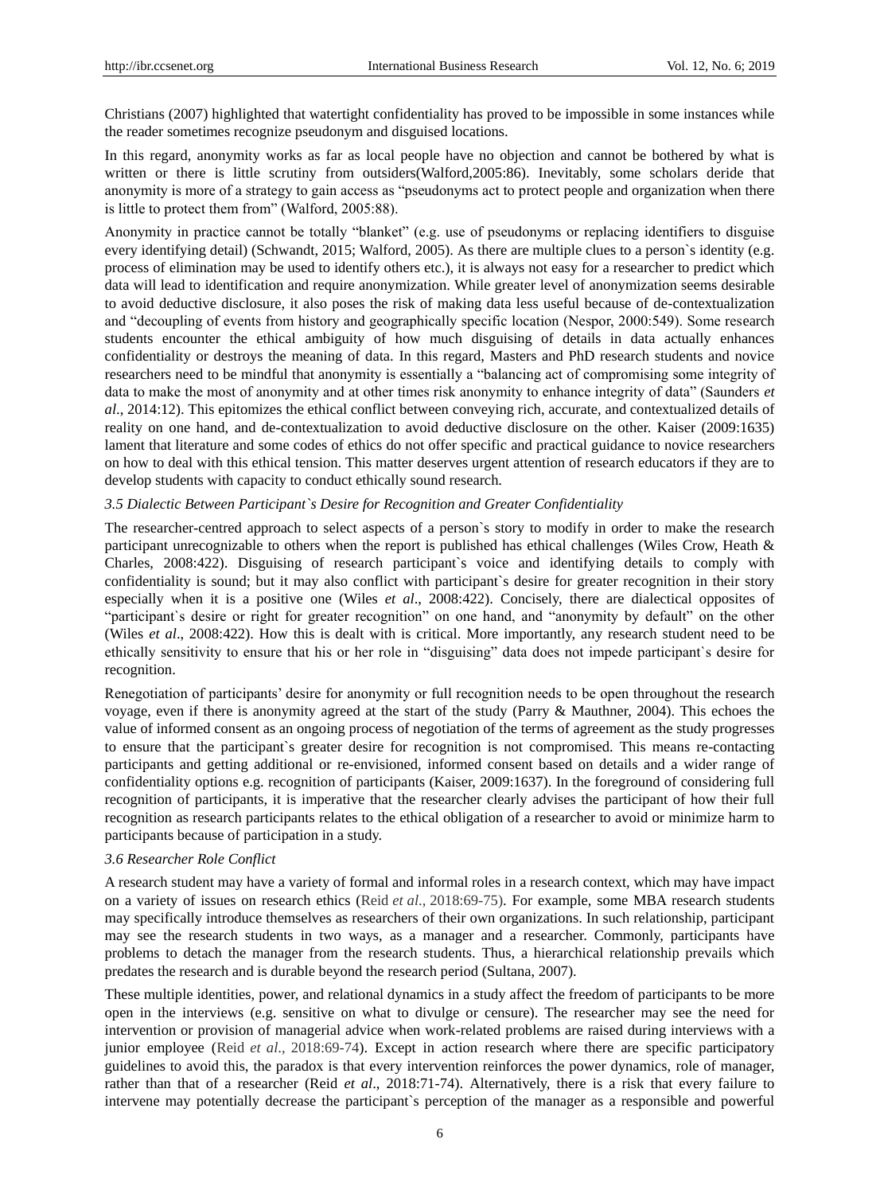Christians (2007) highlighted that watertight confidentiality has proved to be impossible in some instances while the reader sometimes recognize pseudonym and disguised locations.

In this regard, anonymity works as far as local people have no objection and cannot be bothered by what is written or there is little scrutiny from outsiders(Walford,2005:86). Inevitably, some scholars deride that anonymity is more of a strategy to gain access as "pseudonyms act to protect people and organization when there is little to protect them from" (Walford, 2005:88).

Anonymity in practice cannot be totally "blanket" (e.g. use of pseudonyms or replacing identifiers to disguise every identifying detail) (Schwandt, 2015; Walford, 2005). As there are multiple clues to a person`s identity (e.g. process of elimination may be used to identify others etc.), it is always not easy for a researcher to predict which data will lead to identification and require anonymization. While greater level of anonymization seems desirable to avoid deductive disclosure, it also poses the risk of making data less useful because of de-contextualization and "decoupling of events from history and geographically specific location (Nespor, 2000:549). Some research students encounter the ethical ambiguity of how much disguising of details in data actually enhances confidentiality or destroys the meaning of data. In this regard, Masters and PhD research students and novice researchers need to be mindful that anonymity is essentially a "balancing act of compromising some integrity of data to make the most of anonymity and at other times risk anonymity to enhance integrity of data" (Saunders *et al*., 2014:12). This epitomizes the ethical conflict between conveying rich, accurate, and contextualized details of reality on one hand, and de-contextualization to avoid deductive disclosure on the other. Kaiser (2009:1635) lament that literature and some codes of ethics do not offer specific and practical guidance to novice researchers on how to deal with this ethical tension. This matter deserves urgent attention of research educators if they are to develop students with capacity to conduct ethically sound research.

### *3.5 Dialectic Between Participant`s Desire for Recognition and Greater Confidentiality*

The researcher-centred approach to select aspects of a person`s story to modify in order to make the research participant unrecognizable to others when the report is published has ethical challenges (Wiles Crow, Heath & Charles, 2008:422). Disguising of research participant`s voice and identifying details to comply with confidentiality is sound; but it may also conflict with participant`s desire for greater recognition in their story especially when it is a positive one (Wiles *et al*., 2008:422). Concisely, there are dialectical opposites of "participant`s desire or right for greater recognition" on one hand, and "anonymity by default" on the other (Wiles *et al*., 2008:422). How this is dealt with is critical. More importantly, any research student need to be ethically sensitivity to ensure that his or her role in "disguising" data does not impede participant`s desire for recognition.

Renegotiation of participants' desire for anonymity or full recognition needs to be open throughout the research voyage, even if there is anonymity agreed at the start of the study (Parry & Mauthner, 2004). This echoes the value of informed consent as an ongoing process of negotiation of the terms of agreement as the study progresses to ensure that the participant`s greater desire for recognition is not compromised. This means re-contacting participants and getting additional or re-envisioned, informed consent based on details and a wider range of confidentiality options e.g. recognition of participants (Kaiser, 2009:1637). In the foreground of considering full recognition of participants, it is imperative that the researcher clearly advises the participant of how their full recognition as research participants relates to the ethical obligation of a researcher to avoid or minimize harm to participants because of participation in a study.

### *3.6 Researcher Role Conflict*

A research student may have a variety of formal and informal roles in a research context, which may have impact on a variety of issues on research ethics (Reid *et al*., 2018:69-75). For example, some MBA research students may specifically introduce themselves as researchers of their own organizations. In such relationship, participant may see the research students in two ways, as a manager and a researcher. Commonly, participants have problems to detach the manager from the research students. Thus, a hierarchical relationship prevails which predates the research and is durable beyond the research period (Sultana, 2007).

These multiple identities, power, and relational dynamics in a study affect the freedom of participants to be more open in the interviews (e.g. sensitive on what to divulge or censure). The researcher may see the need for intervention or provision of managerial advice when work-related problems are raised during interviews with a junior employee (Reid *et al*., 2018:69-74). Except in action research where there are specific participatory guidelines to avoid this, the paradox is that every intervention reinforces the power dynamics, role of manager, rather than that of a researcher (Reid *et al*., 2018:71-74). Alternatively, there is a risk that every failure to intervene may potentially decrease the participant`s perception of the manager as a responsible and powerful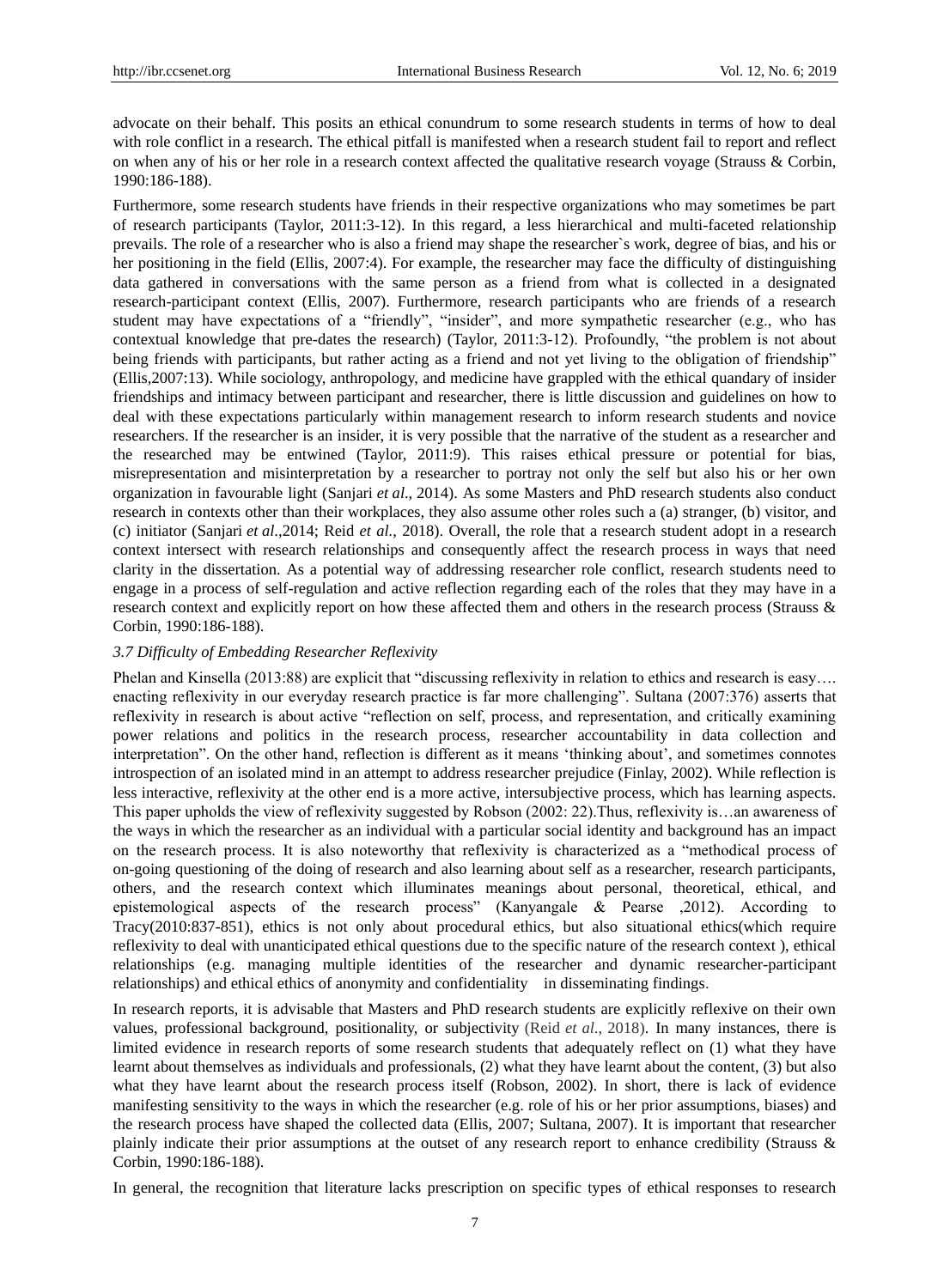advocate on their behalf. This posits an ethical conundrum to some research students in terms of how to deal with role conflict in a research. The ethical pitfall is manifested when a research student fail to report and reflect on when any of his or her role in a research context affected the qualitative research voyage (Strauss & Corbin, 1990:186-188).

Furthermore, some research students have friends in their respective organizations who may sometimes be part of research participants (Taylor, 2011:3-12). In this regard, a less hierarchical and multi-faceted relationship prevails. The role of a researcher who is also a friend may shape the researcher`s work, degree of bias, and his or her positioning in the field (Ellis, 2007:4). For example, the researcher may face the difficulty of distinguishing data gathered in conversations with the same person as a friend from what is collected in a designated research-participant context (Ellis, 2007). Furthermore, research participants who are friends of a research student may have expectations of a "friendly", "insider", and more sympathetic researcher (e.g., who has contextual knowledge that pre-dates the research) (Taylor, 2011:3-12). Profoundly, "the problem is not about being friends with participants, but rather acting as a friend and not yet living to the obligation of friendship" (Ellis,2007:13). While sociology, anthropology, and medicine have grappled with the ethical quandary of insider friendships and intimacy between participant and researcher, there is little discussion and guidelines on how to deal with these expectations particularly within management research to inform research students and novice researchers. If the researcher is an insider, it is very possible that the narrative of the student as a researcher and the researched may be entwined (Taylor, 2011:9). This raises ethical pressure or potential for bias, misrepresentation and misinterpretation by a researcher to portray not only the self but also his or her own organization in favourable light (Sanjari *et al*., 2014). As some Masters and PhD research students also conduct research in contexts other than their workplaces, they also assume other roles such a (a) stranger, (b) visitor, and (c) initiator (Sanjari *et al*.,2014; Reid *et al.*, 2018). Overall, the role that a research student adopt in a research context intersect with research relationships and consequently affect the research process in ways that need clarity in the dissertation. As a potential way of addressing researcher role conflict, research students need to engage in a process of self-regulation and active reflection regarding each of the roles that they may have in a research context and explicitly report on how these affected them and others in the research process (Strauss & Corbin, 1990:186-188).

### *3.7 Difficulty of Embedding Researcher Reflexivity*

Phelan and Kinsella (2013:88) are explicit that "discussing reflexivity in relation to ethics and research is easy…. enacting reflexivity in our everyday research practice is far more challenging". Sultana (2007:376) asserts that reflexivity in research is about active "reflection on self, process, and representation, and critically examining power relations and politics in the research process, researcher accountability in data collection and interpretation". On the other hand, reflection is different as it means 'thinking about', and sometimes connotes introspection of an isolated mind in an attempt to address researcher prejudice (Finlay, 2002). While reflection is less interactive, reflexivity at the other end is a more active, intersubjective process, which has learning aspects. This paper upholds the view of reflexivity suggested by Robson (2002: 22).Thus, reflexivity is…an awareness of the ways in which the researcher as an individual with a particular social identity and background has an impact on the research process. It is also noteworthy that reflexivity is characterized as a "methodical process of on-going questioning of the doing of research and also learning about self as a researcher, research participants, others, and the research context which illuminates meanings about personal, theoretical, ethical, and epistemological aspects of the research process" (Kanyangale & Pearse ,2012). According to Tracy(2010:837-851), ethics is not only about procedural ethics, but also situational ethics(which require reflexivity to deal with unanticipated ethical questions due to the specific nature of the research context ), ethical relationships (e.g. managing multiple identities of the researcher and dynamic researcher-participant relationships) and ethical ethics of anonymity and confidentiality in disseminating findings.

In research reports, it is advisable that Masters and PhD research students are explicitly reflexive on their own values, professional background, positionality, or subjectivity (Reid *et al*., 2018). In many instances, there is limited evidence in research reports of some research students that adequately reflect on (1) what they have learnt about themselves as individuals and professionals, (2) what they have learnt about the content, (3) but also what they have learnt about the research process itself (Robson, 2002). In short, there is lack of evidence manifesting sensitivity to the ways in which the researcher (e.g. role of his or her prior assumptions, biases) and the research process have shaped the collected data (Ellis, 2007; Sultana, 2007). It is important that researcher plainly indicate their prior assumptions at the outset of any research report to enhance credibility (Strauss & Corbin, 1990:186-188).

In general, the recognition that literature lacks prescription on specific types of ethical responses to research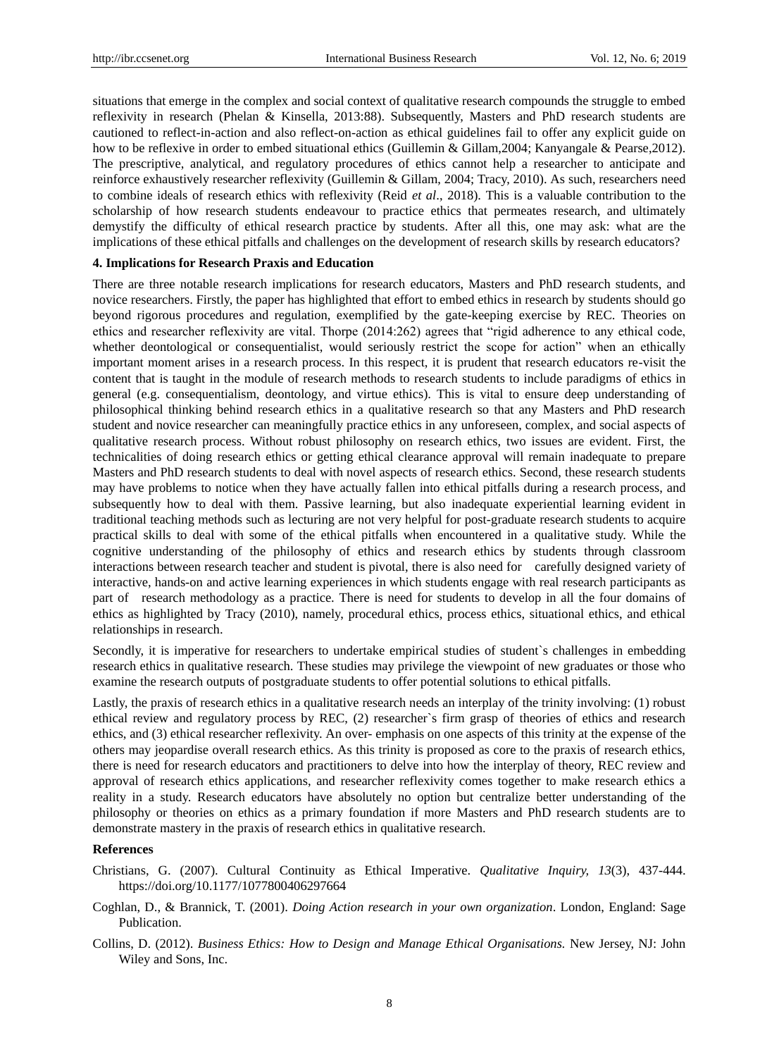situations that emerge in the complex and social context of qualitative research compounds the struggle to embed reflexivity in research (Phelan & Kinsella, 2013:88). Subsequently, Masters and PhD research students are cautioned to reflect-in-action and also reflect-on-action as ethical guidelines fail to offer any explicit guide on how to be reflexive in order to embed situational ethics (Guillemin & Gillam,2004; Kanyangale & Pearse,2012). The prescriptive, analytical, and regulatory procedures of ethics cannot help a researcher to anticipate and reinforce exhaustively researcher reflexivity (Guillemin & Gillam, 2004; Tracy, 2010). As such, researchers need to combine ideals of research ethics with reflexivity (Reid *et al*., 2018). This is a valuable contribution to the scholarship of how research students endeavour to practice ethics that permeates research, and ultimately demystify the difficulty of ethical research practice by students. After all this, one may ask: what are the implications of these ethical pitfalls and challenges on the development of research skills by research educators?

### 4. Implications for Research Praxis and Education

There are three notable research implications for research educators, Masters and PhD research students, and novice researchers. Firstly, the paper has highlighted that effort to embed ethics in research by students should go beyond rigorous procedures and regulation, exemplified by the gate-keeping exercise by REC. Theories on ethics and researcher reflexivity are vital. Thorpe (2014:262) agrees that "rigid adherence to any ethical code, whether deontological or consequentialist, would seriously restrict the scope for action" when an ethically important moment arises in a research process. In this respect, it is prudent that research educators re-visit the content that is taught in the module of research methods to research students to include paradigms of ethics in general (e.g. consequentialism, deontology, and virtue ethics). This is vital to ensure deep understanding of philosophical thinking behind research ethics in a qualitative research so that any Masters and PhD research student and novice researcher can meaningfully practice ethics in any unforeseen, complex, and social aspects of qualitative research process. Without robust philosophy on research ethics, two issues are evident. First, the technicalities of doing research ethics or getting ethical clearance approval will remain inadequate to prepare Masters and PhD research students to deal with novel aspects of research ethics. Second, these research students may have problems to notice when they have actually fallen into ethical pitfalls during a research process, and subsequently how to deal with them. Passive learning, but also inadequate experiential learning evident in traditional teaching methods such as lecturing are not very helpful for post-graduate research students to acquire practical skills to deal with some of the ethical pitfalls when encountered in a qualitative study. While the cognitive understanding of the philosophy of ethics and research ethics by students through classroom interactions between research teacher and student is pivotal, there is also need for carefully designed variety of interactive, hands-on and active learning experiences in which students engage with real research participants as part of research methodology as a practice. There is need for students to develop in all the four domains of ethics as highlighted by Tracy (2010), namely, procedural ethics, process ethics, situational ethics, and ethical relationships in research.

Secondly, it is imperative for researchers to undertake empirical studies of student`s challenges in embedding research ethics in qualitative research. These studies may privilege the viewpoint of new graduates or those who examine the research outputs of postgraduate students to offer potential solutions to ethical pitfalls.

Lastly, the praxis of research ethics in a qualitative research needs an interplay of the trinity involving: (1) robust ethical review and regulatory process by REC, (2) researcher`s firm grasp of theories of ethics and research ethics, and (3) ethical researcher reflexivity. An over- emphasis on one aspects of this trinity at the expense of the others may jeopardise overall research ethics. As this trinity is proposed as core to the praxis of research ethics, there is need for research educators and practitioners to delve into how the interplay of theory, REC review and approval of research ethics applications, and researcher reflexivity comes together to make research ethics a reality in a study. Research educators have absolutely no option but centralize better understanding of the philosophy or theories on ethics as a primary foundation if more Masters and PhD research students are to demonstrate mastery in the praxis of research ethics in qualitative research.

### References

Christians, G. (2007). Cultural Continuity as Ethical Imperative. *Qualitative Inquiry, 13*(3), 437-444. https://doi.org/10.1177/1077800406297664

Coghlan, D., & Brannick, T. (2001). *Doing Action research in your own organization*. London, England: Sage Publication.

Collins, D. (2012). *Business Ethics: How to Design and Manage Ethical Organisations.* New Jersey, NJ: John Wiley and Sons, Inc.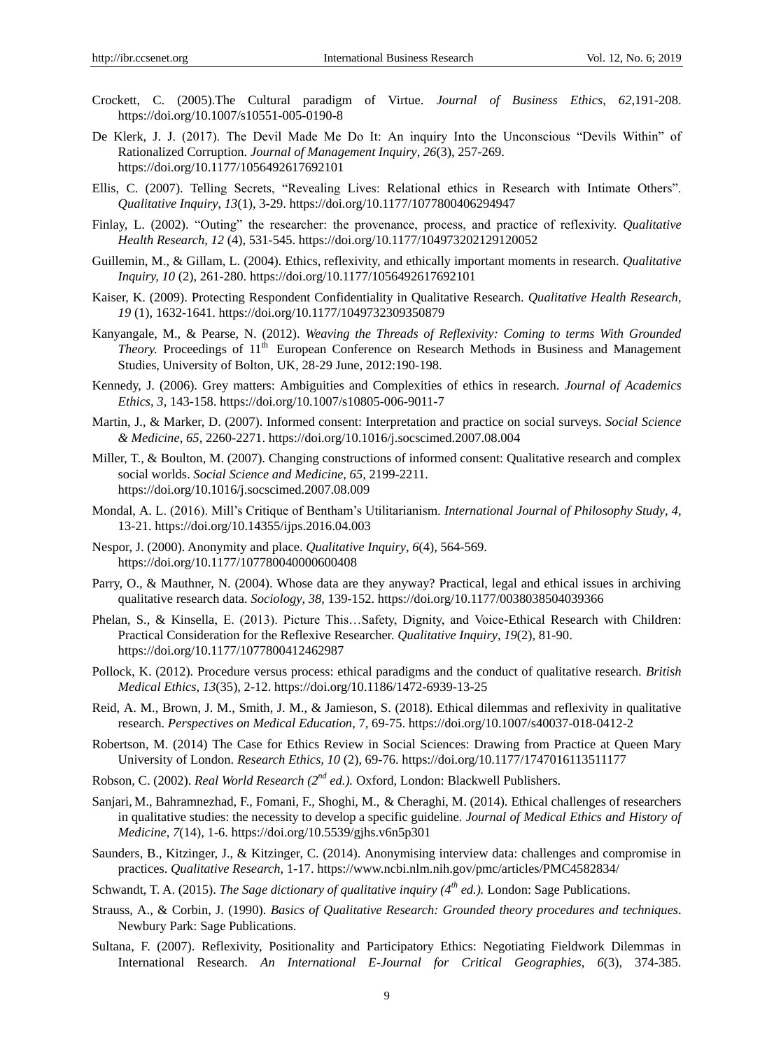Crockett, C. (2005).The Cultural paradigm of Virtue. *Journal of Business Ethics*, *62*,191-208. https://doi.org/10.1007/s10551-005-0190-8

De Klerk, J. J. (2017). The Devil Made Me Do It: An inquiry Into the Unconscious "Devils Within" of Rationalized Corruption. *Journal of Management Inquiry, 26*(3), 257-269. https://doi.org/10.1177/1056492617692101

Ellis, C. (2007). Telling Secrets, "Revealing Lives: Relational ethics in Research with Intimate Others". *Qualitative Inquiry*, *13*(1), 3-29. https://doi.org/10.1177/1077800406294947

Finlay, L. (2002). "Outing" the researcher: the provenance, process, and practice of reflexivity. *Qualitative Health Research, 12* (4), 531-545. https://doi.org/10.1177/104973202129120052

Guillemin, M., & Gillam, L. (2004). Ethics, reflexivity, and ethically important moments in research. *Qualitative Inquiry, 10* (2), 261-280. https://doi.org/10.1177/1056492617692101

Kaiser, K. (2009). Protecting Respondent Confidentiality in Qualitative Research. *Qualitative Health Research*, *19* (1), 1632-1641. https://doi.org/10.1177/1049732309350879

Kanyangale, M., & Pearse, N. (2012). *Weaving the Threads of Reflexivity: Coming to terms With Grounded Theory.* Proceedings of 11th European Conference on Research Methods in Business and Management Studies, University of Bolton, UK, 28-29 June, 2012:190-198.

Kennedy, J. (2006). Grey matters: Ambiguities and Complexities of ethics in research. *Journal of Academics Ethics, 3*, 143-158. https://doi.org/10.1007/s10805-006-9011-7

Martin, J., & Marker, D. (2007). Informed consent: Interpretation and practice on social surveys. *Social Science & Medicine*, *65*, 2260-2271. https://doi.org/10.1016/j.socscimed.2007.08.004

Miller, T., & Boulton, M. (2007). Changing constructions of informed consent: Qualitative research and complex social worlds. *Social Science and Medicine, 65,* 2199-2211. https://doi.org/10.1016/j.socscimed.2007.08.009

Mondal, A. L. (2016). Mill's Critique of Bentham's Utilitarianism. *International Journal of Philosophy Study, 4*, 13-21. https://doi.org/10.14355/ijps.2016.04.003

Nespor, J. (2000). Anonymity and place. *Qualitative Inquiry*, *6*(4), 564-569. https://doi.org/10.1177/107780040000600408

Parry, O., & Mauthner, N. (2004). Whose data are they anyway? Practical, legal and ethical issues in archiving qualitative research data. *Sociology, 38,* 139-152. https://doi.org/10.1177/0038038504039366

Phelan, S., & Kinsella, E. (2013). Picture This…Safety, Dignity, and Voice-Ethical Research with Children: Practical Consideration for the Reflexive Researcher. *Qualitative Inquiry*, *19*(2), 81-90. https://doi.org/10.1177/1077800412462987

Pollock, K. (2012). Procedure versus process: ethical paradigms and the conduct of qualitative research. *British Medical Ethics*, *13*(35), 2-12. https://doi.org/10.1186/1472-6939-13-25

Reid, A. M., Brown, J. M., Smith, J. M., & Jamieson, S. (2018). Ethical dilemmas and reflexivity in qualitative research. *Perspectives on Medical Education*, 7, 69-75. https://doi.org/10.1007/s40037-018-0412-2

Robertson, M. (2014) The Case for Ethics Review in Social Sciences: Drawing from Practice at Queen Mary University of London. *Research Ethics*, *10* (2), 69-76. https://doi.org/10.1177/1747016113511177

Robson, C. (2002). *Real World Research (2nd ed.).* Oxford, London: Blackwell Publishers.

Sanjari, M., Bahramnezhad, F., Fomani, F., Shoghi, M., & Cheraghi, M. (2014). Ethical challenges of researchers in qualitative studies: the necessity to develop a specific guideline. *Journal of Medical Ethics and History of Medicine*, *7*(14), 1-6. https://doi.org/10.5539/gjhs.v6n5p301

Saunders, B., Kitzinger, J., & Kitzinger, C. (2014). Anonymising interview data: challenges and compromise in practices. *Qualitative Research*, 1-17. https://www.ncbi.nlm.nih.gov/pmc/articles/PMC4582834/

Schwandt, T. A. (2015). *The Sage dictionary of qualitative inquiry (4th ed.).* London: Sage Publications.

Strauss, A., & Corbin, J. (1990). *Basics of Qualitative Research: Grounded theory procedures and techniques*. Newbury Park: Sage Publications.

Sultana, F. (2007). Reflexivity, Positionality and Participatory Ethics: Negotiating Fieldwork Dilemmas in International Research. *An International E-Journal for Critical Geographies, 6*(3), 374-385.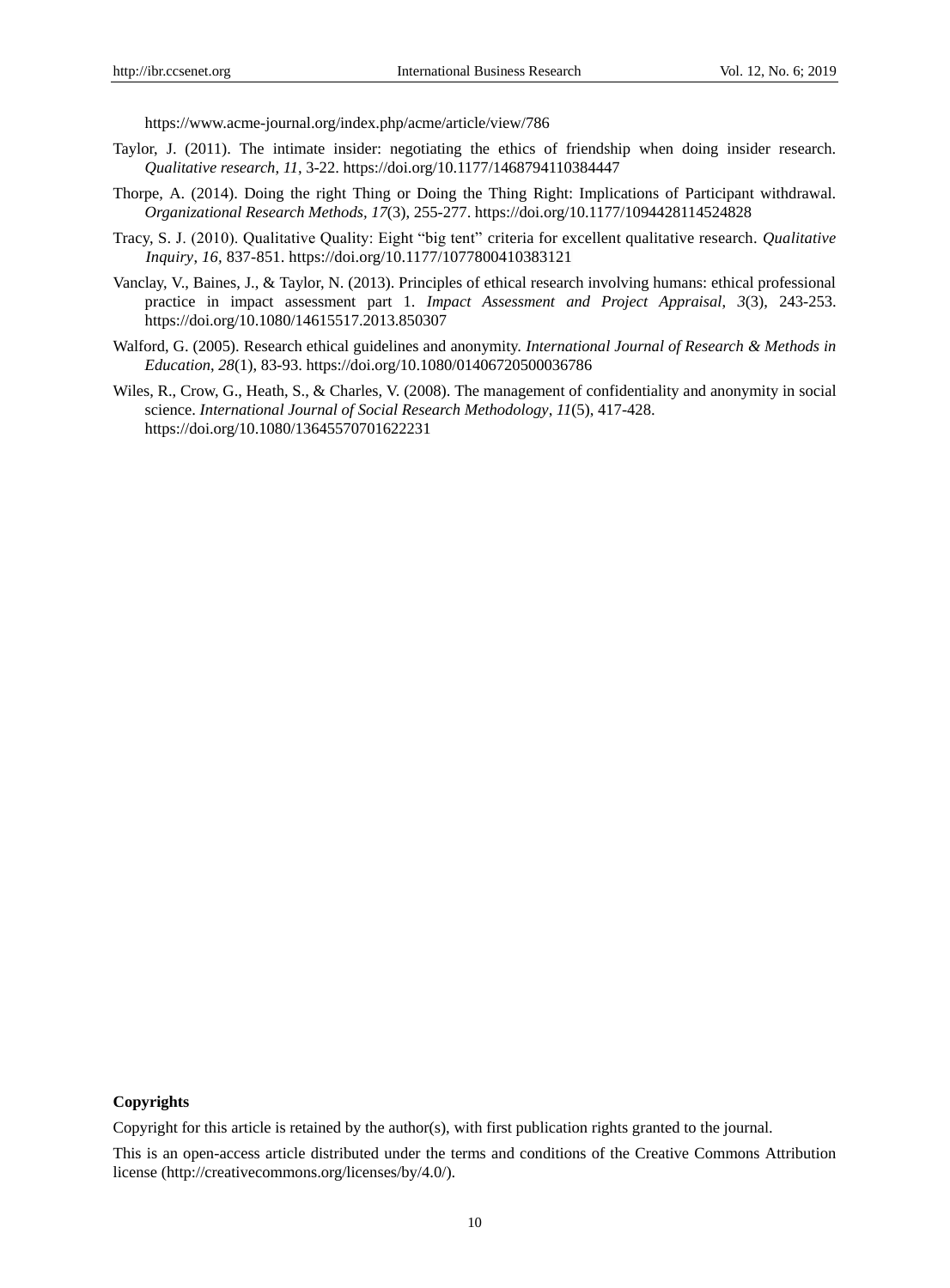https://www.acme-journal.org/index.php/acme/article/view/786

Taylor, J. (2011). The intimate insider: negotiating the ethics of friendship when doing insider research. *Qualitative research, 11*, 3-22. https://doi.org/10.1177/1468794110384447

Thorpe, A. (2014). Doing the right Thing or Doing the Thing Right: Implications of Participant withdrawal. *Organizational Research Methods, 17*(3), 255-277. https://doi.org/10.1177/1094428114524828

Tracy, S. J. (2010). Qualitative Quality: Eight "big tent" criteria for excellent qualitative research. *Qualitative Inquiry*, *16*, 837-851. https://doi.org/10.1177/1077800410383121

Vanclay, V., Baines, J., & Taylor, N. (2013). Principles of ethical research involving humans: ethical professional practice in impact assessment part 1. *Impact Assessment and Project Appraisal*, *3*(3), 243-253. https://doi.org/10.1080/14615517.2013.850307

Walford, G. (2005). Research ethical guidelines and anonymity. *International Journal of Research & Methods in Education*, *28*(1), 83-93. https://doi.org/10.1080/01406720500036786

Wiles, R., Crow, G., Heath, S., & Charles, V. (2008). The management of confidentiality and anonymity in social science. *International Journal of Social Research Methodology*, *11*(5), 417-428. https://doi.org/10.1080/13645570701622231

**Copyrights**

Copyright for this article is retained by the author(s), with first publication rights granted to the journal.

This is an open-access article distributed under the terms and conditions of the Creative Commons Attribution license (http://creativecommons.org/licenses/by/4.0/).